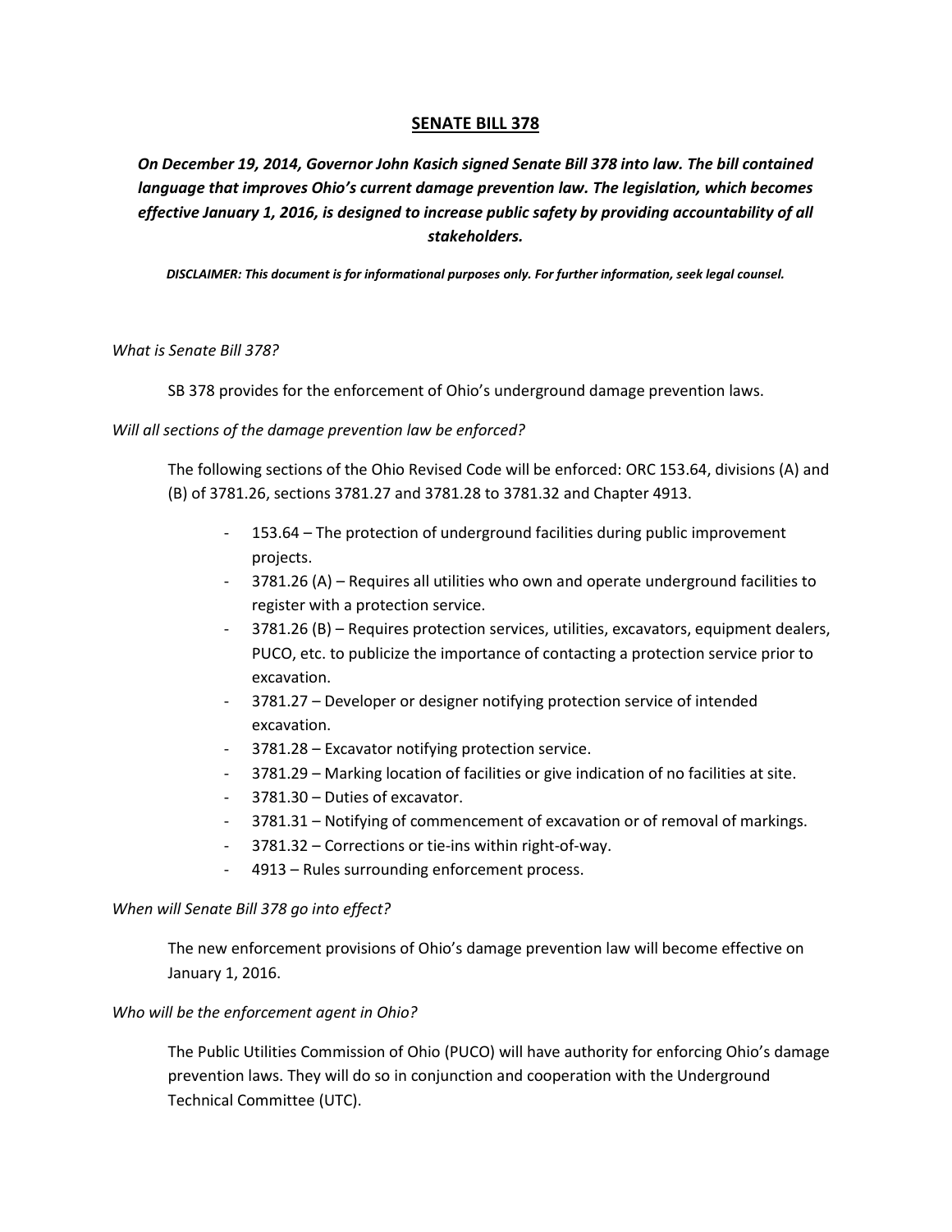# SENATE BILL 378

***On December 19, 2014, Governor John Kasich signed Senate Bill 378 into law. The bill contained language that improves Ohio's current damage prevention law. The legislation, which becomes effective January 1, 2016, is designed to increase public safety by providing accountability of all stakeholders.***

***DISCLAIMER: This document is for informational purposes only. For further information, seek legal counsel.***

*What is Senate Bill 378?*

SB 378 provides for the enforcement of Ohio's underground damage prevention laws.

*Will all sections of the damage prevention law be enforced?*

The following sections of the Ohio Revised Code will be enforced: ORC 153.64, divisions (A) and (B) of 3781.26, sections 3781.27 and 3781.28 to 3781.32 and Chapter 4913.

- 153.64 – The protection of underground facilities during public improvement projects.
- 3781.26 (A) – Requires all utilities who own and operate underground facilities to register with a protection service.
- 3781.26 (B) – Requires protection services, utilities, excavators, equipment dealers, PUCO, etc. to publicize the importance of contacting a protection service prior to excavation.
- 3781.27 – Developer or designer notifying protection service of intended excavation.
- 3781.28 – Excavator notifying protection service.
- 3781.29 – Marking location of facilities or give indication of no facilities at site.
- 3781.30 – Duties of excavator.
- 3781.31 – Notifying of commencement of excavation or of removal of markings.
- 3781.32 – Corrections or tie-ins within right-of-way.
- 4913 – Rules surrounding enforcement process.

*When will Senate Bill 378 go into effect?*

The new enforcement provisions of Ohio's damage prevention law will become effective on January 1, 2016.

*Who will be the enforcement agent in Ohio?*

The Public Utilities Commission of Ohio (PUCO) will have authority for enforcing Ohio's damage prevention laws. They will do so in conjunction and cooperation with the Underground Technical Committee (UTC).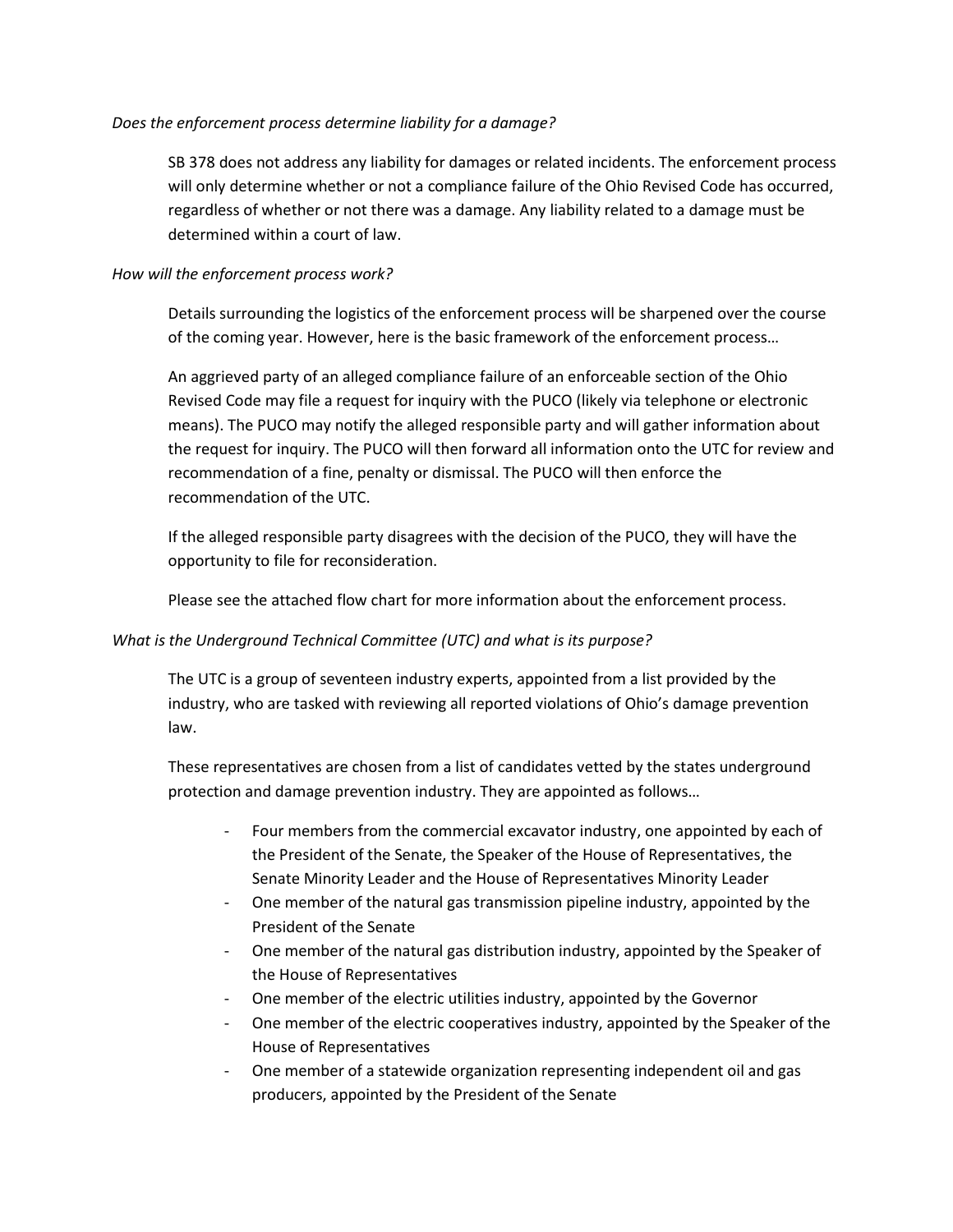*Does the enforcement process determine liability for a damage?*

SB 378 does not address any liability for damages or related incidents. The enforcement process will only determine whether or not a compliance failure of the Ohio Revised Code has occurred, regardless of whether or not there was a damage. Any liability related to a damage must be determined within a court of law.

*How will the enforcement process work?*

Details surrounding the logistics of the enforcement process will be sharpened over the course of the coming year. However, here is the basic framework of the enforcement process…

An aggrieved party of an alleged compliance failure of an enforceable section of the Ohio Revised Code may file a request for inquiry with the PUCO (likely via telephone or electronic means). The PUCO may notify the alleged responsible party and will gather information about the request for inquiry. The PUCO will then forward all information onto the UTC for review and recommendation of a fine, penalty or dismissal. The PUCO will then enforce the recommendation of the UTC.

If the alleged responsible party disagrees with the decision of the PUCO, they will have the opportunity to file for reconsideration.

Please see the attached flow chart for more information about the enforcement process.

*What is the Underground Technical Committee (UTC) and what is its purpose?*

The UTC is a group of seventeen industry experts, appointed from a list provided by the industry, who are tasked with reviewing all reported violations of Ohio's damage prevention law.

These representatives are chosen from a list of candidates vetted by the states underground protection and damage prevention industry. They are appointed as follows…

- Four members from the commercial excavator industry, one appointed by each of the President of the Senate, the Speaker of the House of Representatives, the Senate Minority Leader and the House of Representatives Minority Leader
- One member of the natural gas transmission pipeline industry, appointed by the President of the Senate
- One member of the natural gas distribution industry, appointed by the Speaker of the House of Representatives
- One member of the electric utilities industry, appointed by the Governor
- One member of the electric cooperatives industry, appointed by the Speaker of the House of Representatives
- One member of a statewide organization representing independent oil and gas producers, appointed by the President of the Senate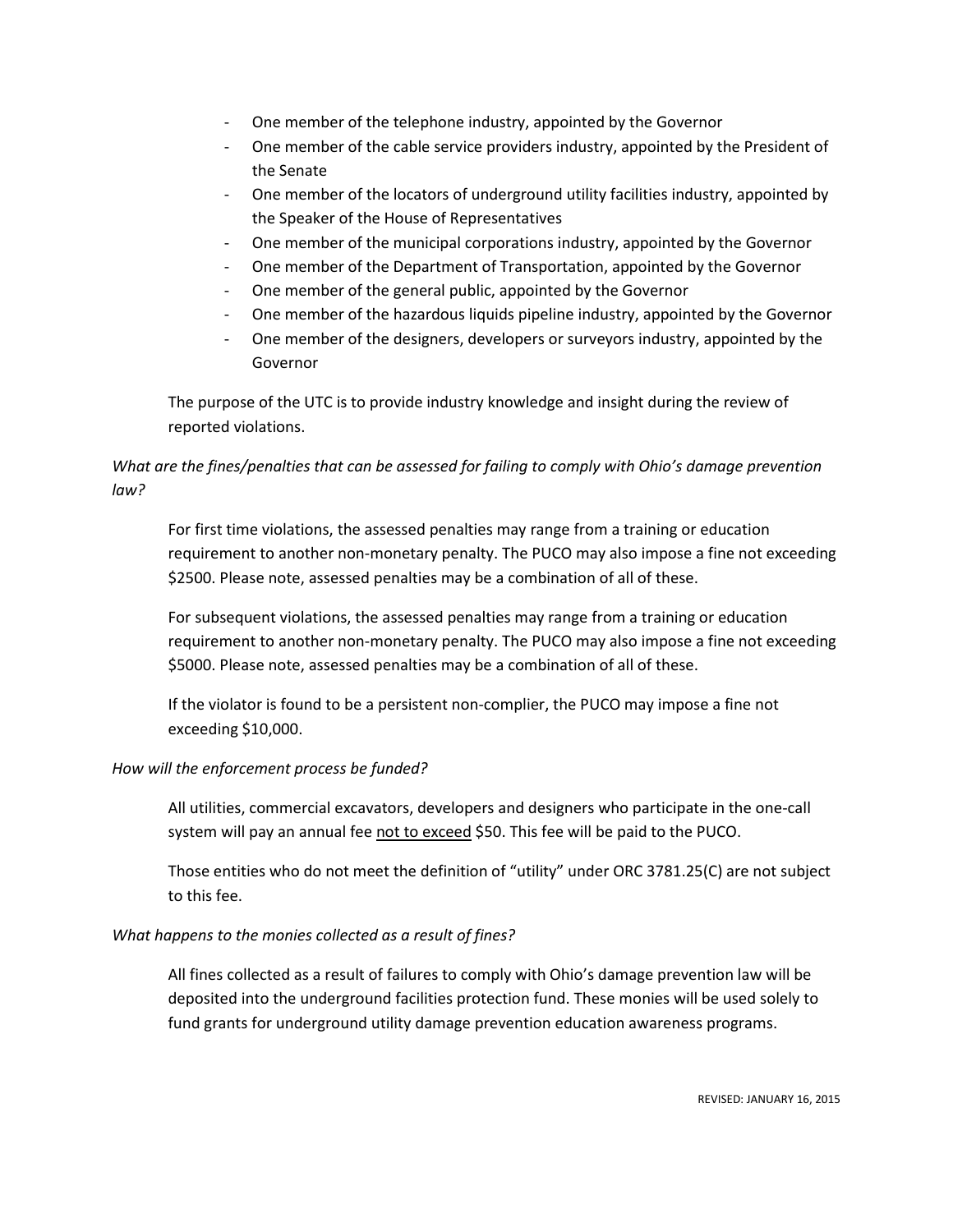- One member of the telephone industry, appointed by the Governor
- One member of the cable service providers industry, appointed by the President of the Senate
- One member of the locators of underground utility facilities industry, appointed by the Speaker of the House of Representatives
- One member of the municipal corporations industry, appointed by the Governor
- One member of the Department of Transportation, appointed by the Governor
- One member of the general public, appointed by the Governor
- One member of the hazardous liquids pipeline industry, appointed by the Governor
- One member of the designers, developers or surveyors industry, appointed by the Governor

The purpose of the UTC is to provide industry knowledge and insight during the review of reported violations.

*What are the fines/penalties that can be assessed for failing to comply with Ohio's damage prevention law?*

For first time violations, the assessed penalties may range from a training or education requirement to another non-monetary penalty. The PUCO may also impose a fine not exceeding \$2500. Please note, assessed penalties may be a combination of all of these.

For subsequent violations, the assessed penalties may range from a training or education requirement to another non-monetary penalty. The PUCO may also impose a fine not exceeding \$5000. Please note, assessed penalties may be a combination of all of these.

If the violator is found to be a persistent non-complier, the PUCO may impose a fine not exceeding \$10,000.

*How will the enforcement process be funded?*

All utilities, commercial excavators, developers and designers who participate in the one-call system will pay an annual fee <u>not to exceed</u> \$50. This fee will be paid to the PUCO.

Those entities who do not meet the definition of "utility" under ORC 3781.25(C) are not subject to this fee.

*What happens to the monies collected as a result of fines?*

All fines collected as a result of failures to comply with Ohio's damage prevention law will be deposited into the underground facilities protection fund. These monies will be used solely to fund grants for underground utility damage prevention education awareness programs.

REVISED: JANUARY 16, 2015